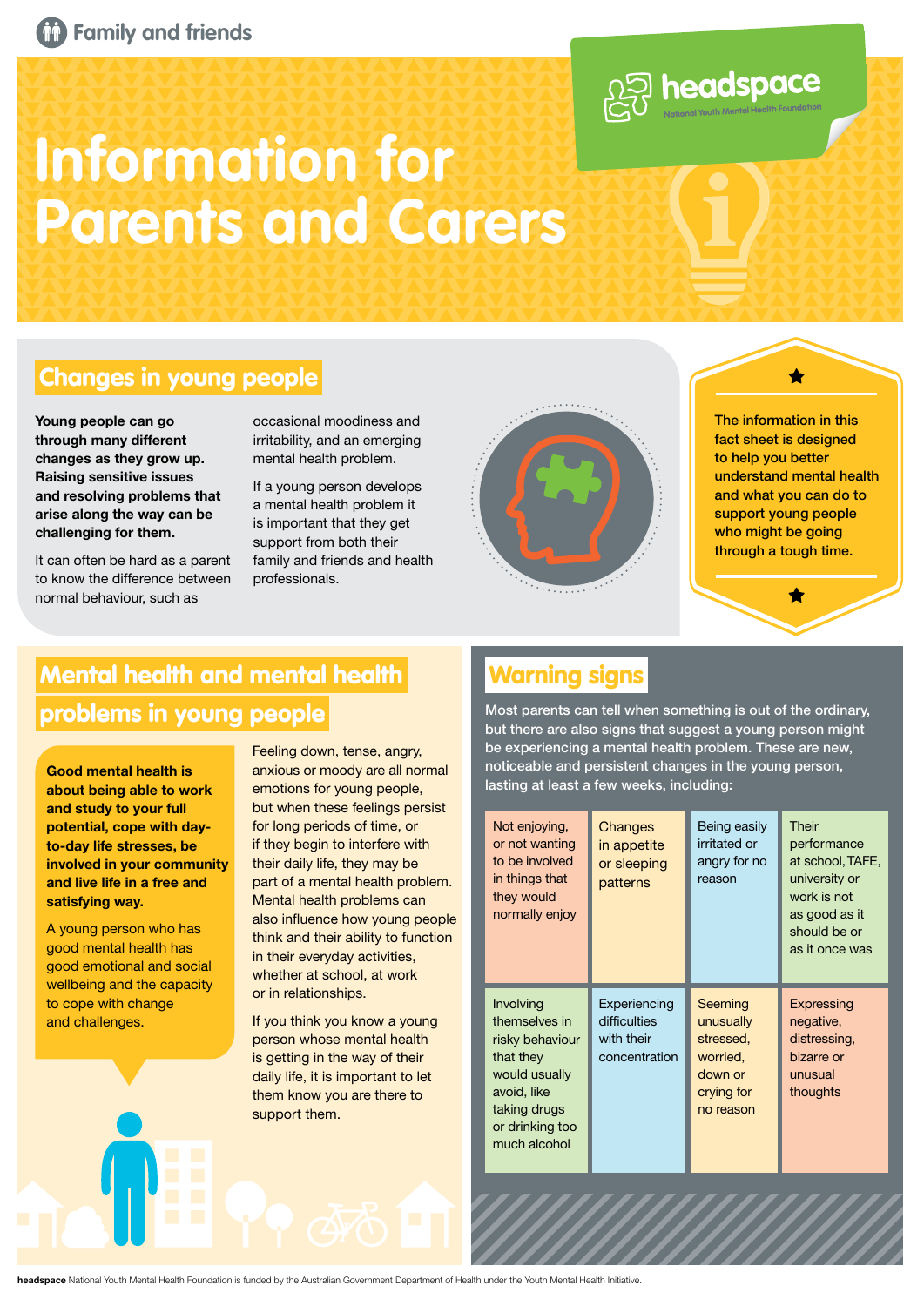Family and friends

headspace
National Youth Mental Health Foundation

# Information for Parents and Carers

## Changes in young people

**Young people can go through many different changes as they grow up. Raising sensitive issues and resolving problems that arise along the way can be challenging for them.**

It can often be hard as a parent to know the difference between normal behaviour, such as occasional moodiness and irritability, and an emerging mental health problem.

If a young person develops a mental health problem it is important that they get support from both their family and friends and health professionals.

**The information in this fact sheet is designed to help you better understand mental health and what you can do to support young people who might be going through a tough time.**

## Mental health and mental health problems in young people

**Good mental health is about being able to work and study to your full potential, cope with day-to-day life stresses, be involved in your community and live life in a free and satisfying way.**

A young person who has good mental health has good emotional and social wellbeing and the capacity to cope with change and challenges.

Feeling down, tense, angry, anxious or moody are all normal emotions for young people, but when these feelings persist for long periods of time, or if they begin to interfere with their daily life, they may be part of a mental health problem. Mental health problems can also influence how young people think and their ability to function in their everyday activities, whether at school, at work or in relationships.

If you think you know a young person whose mental health is getting in the way of their daily life, it is important to let them know you are there to support them.

## Warning signs

Most parents can tell when something is out of the ordinary, but there are also signs that suggest a young person might be experiencing a mental health problem. These are new, noticeable and persistent changes in the young person, lasting at least a few weeks, including:

- Not enjoying, or not wanting to be involved in things that they would normally enjoy
- Changes in appetite or sleeping patterns
- Being easily irritated or angry for no reason
- Their performance at school, TAFE, university or work is not as good as it should be or as it once was
- Involving themselves in risky behaviour that they would usually avoid, like taking drugs or drinking too much alcohol
- Experiencing difficulties with their concentration
- Seeming unusually stressed, worried, down or crying for no reason
- Expressing negative, distressing, bizarre or unusual thoughts

**headspace** National Youth Mental Health Foundation is funded by the Australian Government Department of Health under the Youth Mental Health Initiative.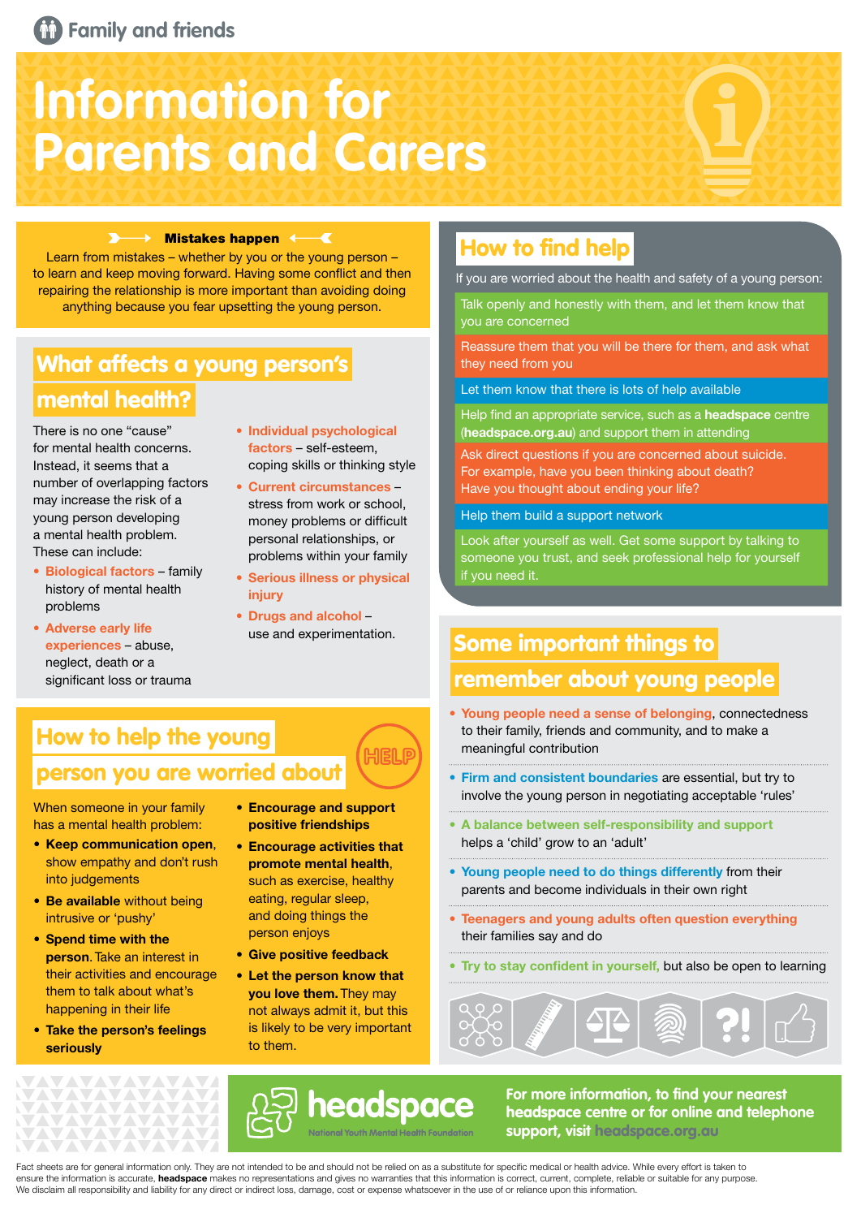Family and friends

# Information for Parents and Carers

**Mistakes happen**

Learn from mistakes – whether by you or the young person – to learn and keep moving forward. Having some conflict and then repairing the relationship is more important than avoiding doing anything because you fear upsetting the young person.

## What affects a young person's mental health?

There is no one "cause" for mental health concerns. Instead, it seems that a number of overlapping factors may increase the risk of a young person developing a mental health problem. These can include:

- **Biological factors** – family history of mental health problems
- **Adverse early life experiences** – abuse, neglect, death or a significant loss or trauma
- **Individual psychological factors** – self-esteem, coping skills or thinking style
- **Current circumstances** – stress from work or school, money problems or difficult personal relationships, or problems within your family
- **Serious illness or physical injury**
- **Drugs and alcohol** – use and experimentation.

## How to help the young person you are worried about

When someone in your family has a mental health problem:

- **Keep communication open**, show empathy and don't rush into judgements
- **Be available** without being intrusive or 'pushy'
- **Spend time with the person.** Take an interest in their activities and encourage them to talk about what's happening in their life
- **Take the person's feelings seriously**
- **Encourage and support positive friendships**
- **Encourage activities that promote mental health**, such as exercise, healthy eating, regular sleep, and doing things the person enjoys
- **Give positive feedback**
- **Let the person know that you love them.** They may not always admit it, but this is likely to be very important to them.

## How to find help

If you are worried about the health and safety of a young person:

- Talk openly and honestly with them, and let them know that you are concerned
- Reassure them that you will be there for them, and ask what they need from you
- Let them know that there is lots of help available
- Help find an appropriate service, such as a **headspace** centre (**headspace.org.au**) and support them in attending
- Ask direct questions if you are concerned about suicide. For example, have you been thinking about death? Have you thought about ending your life?
- Help them build a support network
- Look after yourself as well. Get some support by talking to someone you trust, and seek professional help for yourself if you need it.

## Some important things to remember about young people

- **Young people need a sense of belonging**, connectedness to their family, friends and community, and to make a meaningful contribution
- **Firm and consistent boundaries** are essential, but try to involve the young person in negotiating acceptable 'rules'
- **A balance between self-responsibility and support** helps a 'child' grow to an 'adult'
- **Young people need to do things differently** from their parents and become individuals in their own right
- **Teenagers and young adults often question everything** their families say and do
- **Try to stay confident in yourself,** but also be open to learning

headspace — National Youth Mental Health Foundation

For more information, to find your nearest headspace centre or for online and telephone support, visit headspace.org.au

Fact sheets are for general information only. They are not intended to be and should not be relied on as a substitute for specific medical or health advice. While every effort is taken to ensure the information is accurate, **headspace** makes no representations and gives no warranties that this information is correct, current, complete, reliable or suitable for any purpose. We disclaim all responsibility and liability for any direct or indirect loss, damage, cost or expense whatsoever in the use of or reliance upon this information.